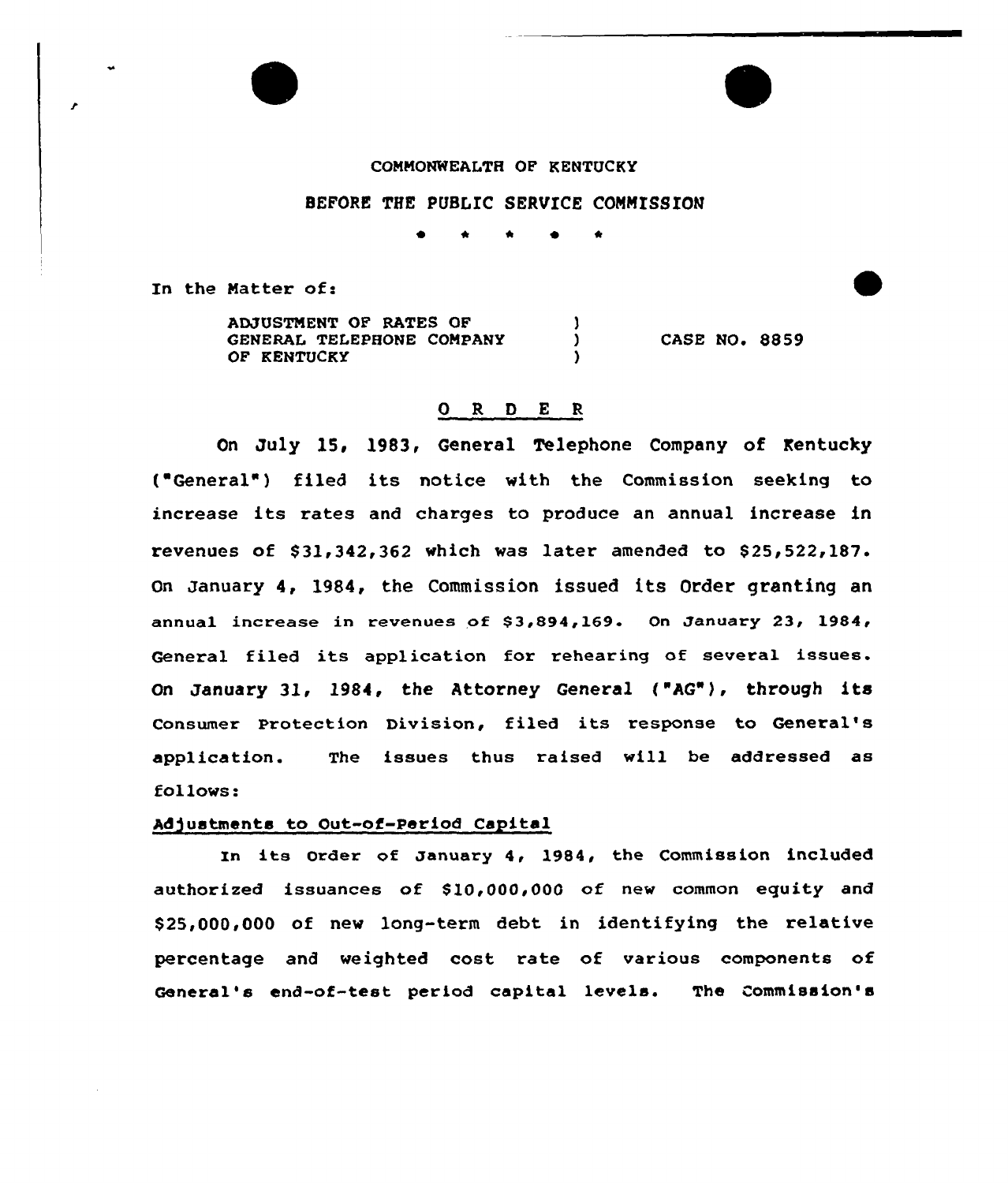COMMONWEALTH OF KENTUCKY

BEFORE THE PUBLIC SERVICE COMMISSION

\* \* \* \* \*

In the Matter of:

| | | |
|---|---|---|
| ADJUSTMENT OF RATES OF GENERAL TELEPHONE COMPANY OF KENTUCKY | ) | CASE NO. 8859 |

## O R D E R

On July 15, 1983, General Telephone Company of Kentucky ("General") filed its notice with the Commission seeking to increase its rates and charges to produce an annual increase in revenues of $31,342,362 which was later amended to $25,522,187. On January 4, 1984, the Commission issued its Order granting an annual increase in revenues of $3,894,169. On January 23, 1984, General filed its application for rehearing of several issues. On January 31, 1984, the Attorney General ("AG"), through its Consumer Protection Division, filed its response to General's application. The issues thus raised will be addressed as follows:

### Adjustments to Out-of-Period Capital

In its Order of January 4, 1984, the Commission included authorized issuances of $10,000,000 of new common equity and $25,000,000 of new long-term debt in identifying the relative percentage and weighted cost rate of various components of General's end-of-test period capital levels. The Commission's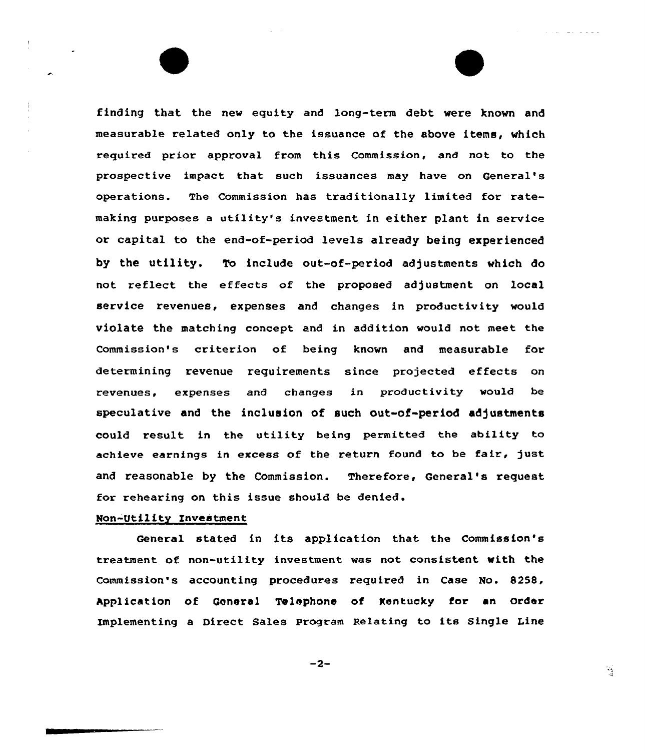finding that the new equity and long-term debt were known and measurable related only to the issuance of the above items, which required prior approval from this Commission, and not to the prospective impact that such issuances may have on General's operations. The Commission has traditionally limited for rate-making purposes a utility's investment in either plant in service or capital to the end-of-period levels already being experienced by the utility. To include out-of-period adjustments which do not reflect the effects of the proposed adjustment on local service revenues, expenses and changes in productivity would violate the matching concept and in addition would not meet the Commission's criterion of being known and measurable for determining revenue requirements since projected effects on revenues, expenses and changes in productivity would be speculative and the inclusion of such out-of-period adjustments could result in the utility being permitted the ability to achieve earnings in excess of the return found to be fair, just and reasonable by the Commission. Therefore, General's request for rehearing on this issue should be denied.

Non-Utility Investment

General stated in its application that the Commission's treatment of non-utility investment was not consistent with the Commission's accounting procedures required in Case No. 8258, Application of General Telephone of Kentucky for an Order Implementing a Direct Sales Program Relating to its Single Line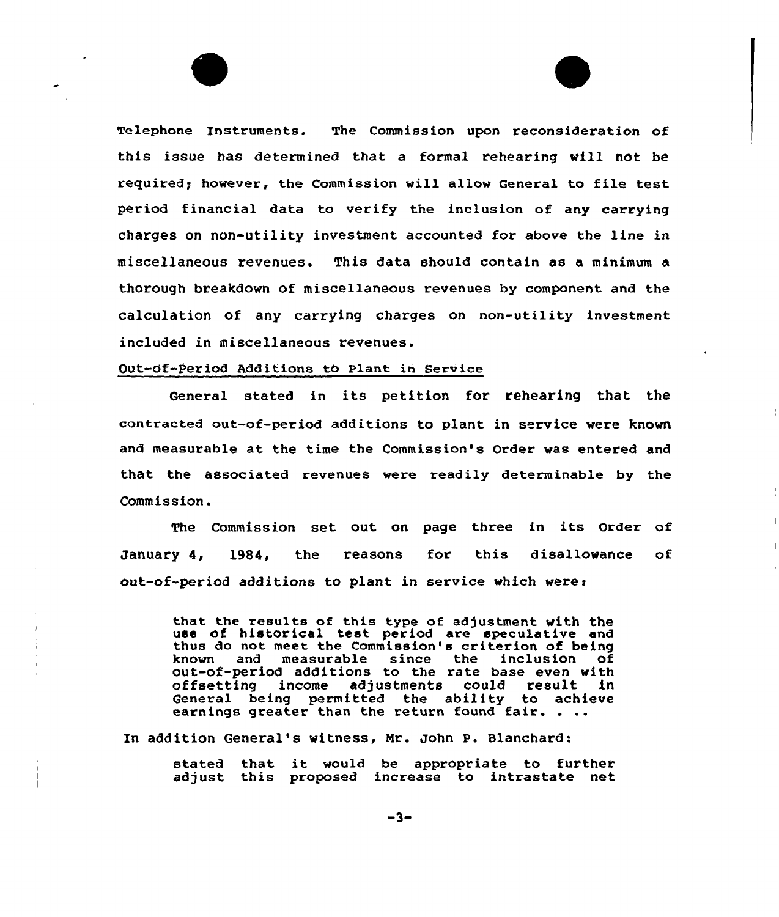Telephone Instruments. The Commission upon reconsideration of this issue has determined that a formal rehearing will not be required; however, the Commission will allow General to file test period financial data to verify the inclusion of any carrying charges on non-utility investment accounted for above the line in miscellaneous revenues. This data should contain as a minimum a thorough breakdown of miscellaneous revenues by component and the calculation of any carrying charges on non-utility investment included in miscellaneous revenues.

Out-of-Period Additions to Plant in Service

General stated in its petition for rehearing that the contracted out-of-period additions to plant in service were known and measurable at the time the Commission's Order was entered and that the associated revenues were readily determinable by the Commission.

The Commission set out on page three in its Order of January 4, 1984, the reasons for this disallowance of out-of-period additions to plant in service which were:

> that the results of this type of adjustment with the use of historical test period are speculative and thus do not meet the Commission's criterion of being known and measurable since the inclusion of out-of-period additions to the rate base even with offsetting income adjustments could result in General being permitted the ability to achieve earnings greater than the return found fair. . ..

In addition General's witness, Mr. John P. Blanchard:

> stated that it would be appropriate to further adjust this proposed increase to intrastate net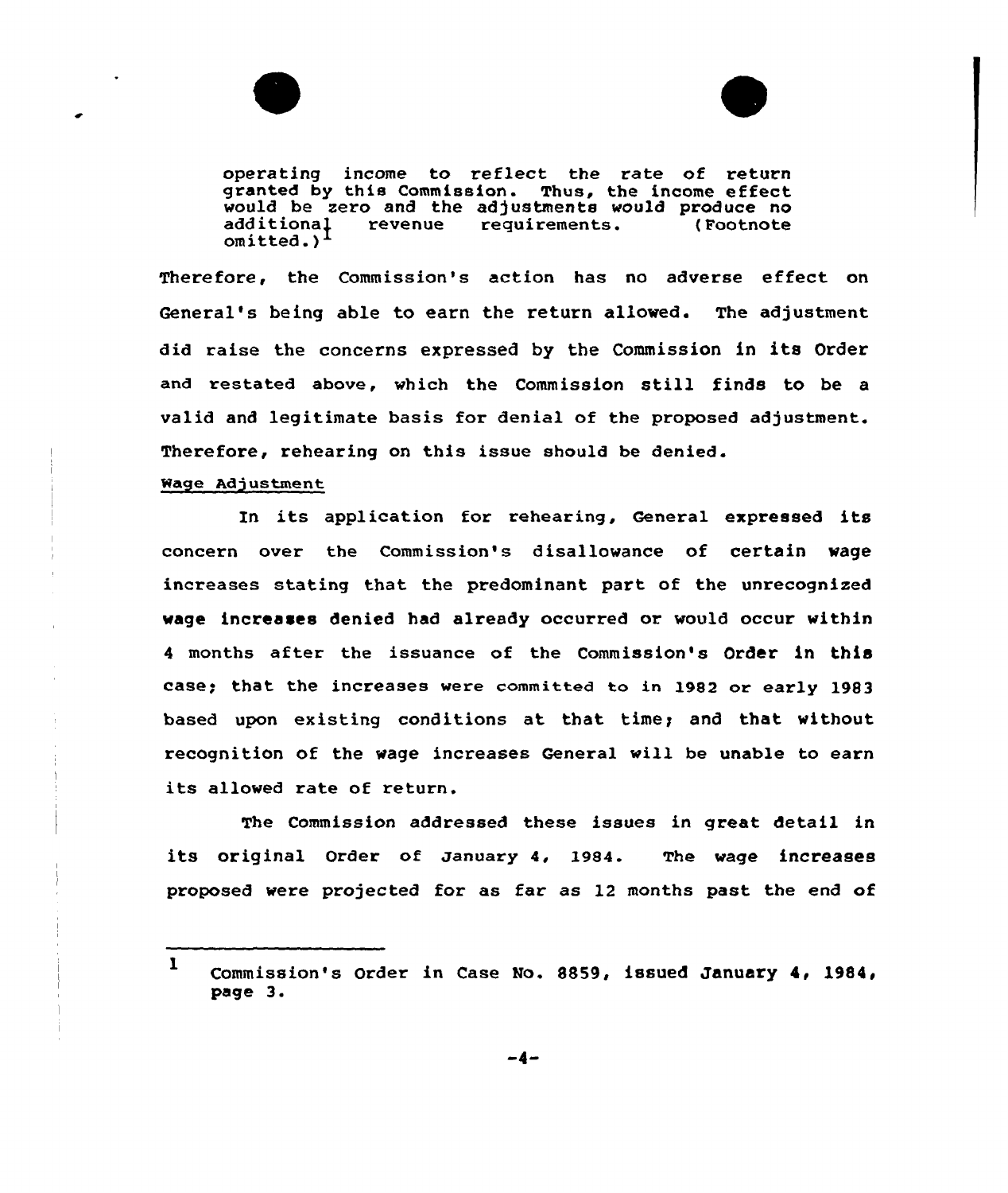> operating income to reflect the rate of return granted by this Commission. Thus, the income effect would be zero and the adjustments would produce no additional revenue requirements. (Footnote omitted.)[1]

Therefore, the Commission's action has no adverse effect on General's being able to earn the return allowed. The adjustment did raise the concerns expressed by the Commission in its Order and restated above, which the Commission still finds to be a valid and legitimate basis for denial of the proposed adjustment. Therefore, rehearing on this issue should be denied.

Wage Adjustment

In its application for rehearing, General expressed its concern over the Commission's disallowance of certain wage increases stating that the predominant part of the unrecognized wage increases denied had already occurred or would occur within 4 months after the issuance of the Commission's Order in this case; that the increases were committed to in 1982 or early 1983 based upon existing conditions at that time; and that without recognition of the wage increases General will be unable to earn its allowed rate of return.

The Commission addressed these issues in great detail in its original Order of January 4, 1984. The wage increases proposed were projected for as far as 12 months past the end of

---

[1] Commission's Order in Case No. 8859, issued January 4, 1984, page 3.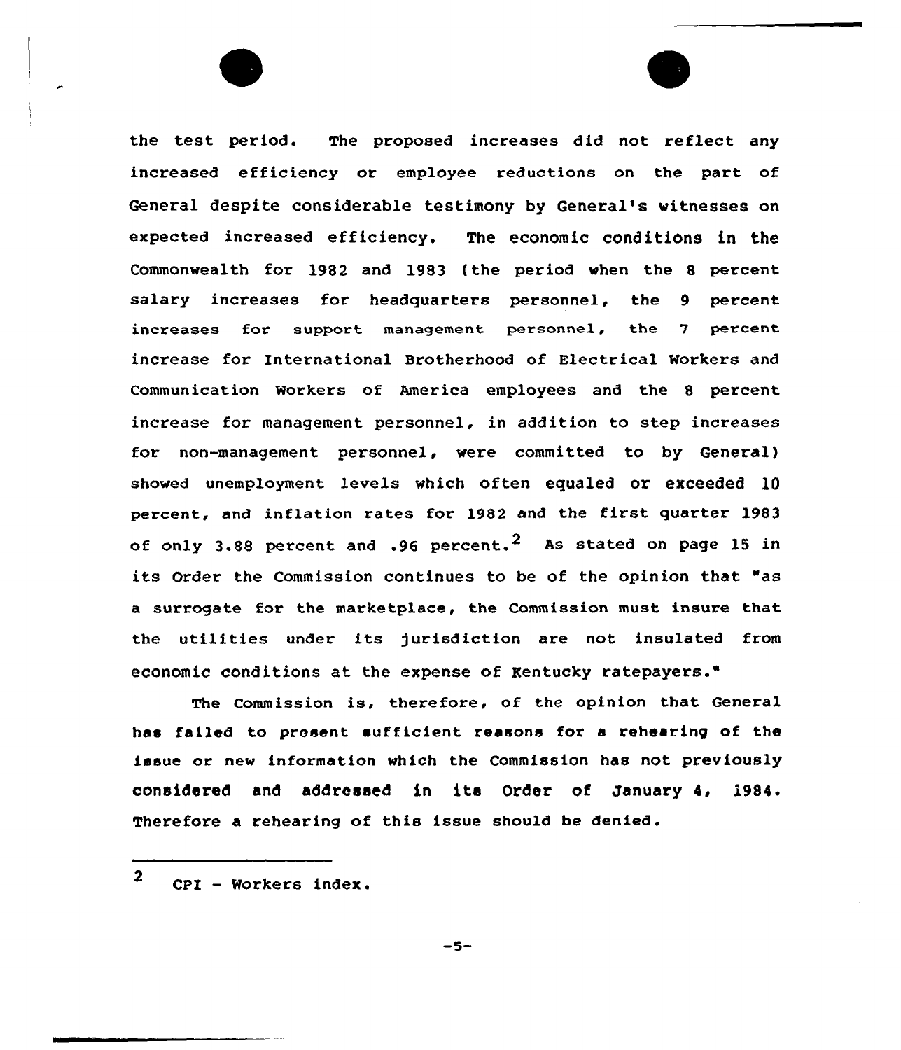the test period. The proposed increases did not reflect any increased efficiency or employee reductions on the part of General despite considerable testimony by General's witnesses on expected increased efficiency. The economic conditions in the Commonwealth for 1982 and 1983 (the period when the 8 percent salary increases for headquarters personnel, the 9 percent increases for support management personnel, the 7 percent increase for International Brotherhood of Electrical Workers and Communication Workers of America employees and the 8 percent increase for management personnel, in addition to step increases for non-management personnel, were committed to by General) showed unemployment levels which often equaled or exceeded 10 percent, and inflation rates for 1982 and the first quarter 1983 of only 3.88 percent and .96 percent.[2] As stated on page 15 in its Order the Commission continues to be of the opinion that "as a surrogate for the marketplace, the Commission must insure that the utilities under its jurisdiction are not insulated from economic conditions at the expense of Kentucky ratepayers."

The Commission is, therefore, of the opinion that General has failed to present sufficient reasons for a rehearing of the issue or new information which the Commission has not previously considered and addressed in its Order of January 4, 1984. Therefore a rehearing of this issue should be denied.

---

[2] CPI - Workers index.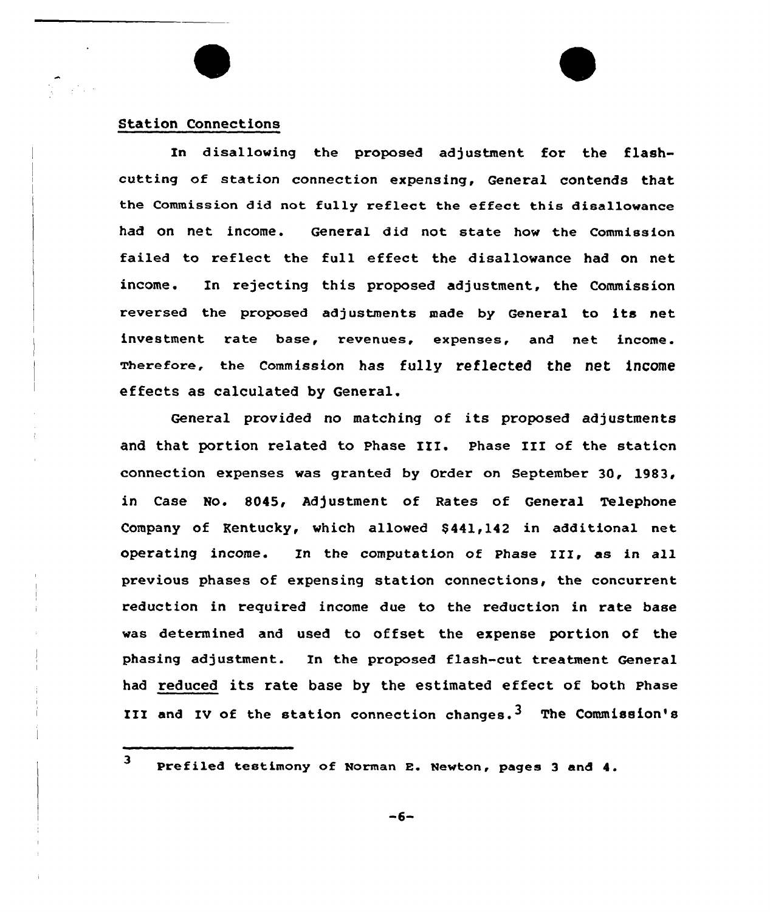## Station Connections

In disallowing the proposed adjustment for the flash-cutting of station connection expensing, General contends that the Commission did not fully reflect the effect this disallowance had on net income. General did not state how the Commission failed to reflect the full effect the disallowance had on net income. In rejecting this proposed adjustment, the Commission reversed the proposed adjustments made by General to its net investment rate base, revenues, expenses, and net income. Therefore, the Commission has fully reflected the net income effects as calculated by General.

General provided no matching of its proposed adjustments and that portion related to Phase III. Phase III of the station connection expenses was granted by Order on September 30, 1983, in Case No. 8045, Adjustment of Rates of General Telephone Company of Kentucky, which allowed $441,142 in additional net operating income. In the computation of Phase III, as in all previous phases of expensing station connections, the concurrent reduction in required income due to the reduction in rate base was determined and used to offset the expense portion of the phasing adjustment. In the proposed flash-cut treatment General had reduced its rate base by the estimated effect of both Phase III and IV of the station connection changes.[3] The Commission's

[3] Prefiled testimony of Norman E. Newton, pages 3 and 4.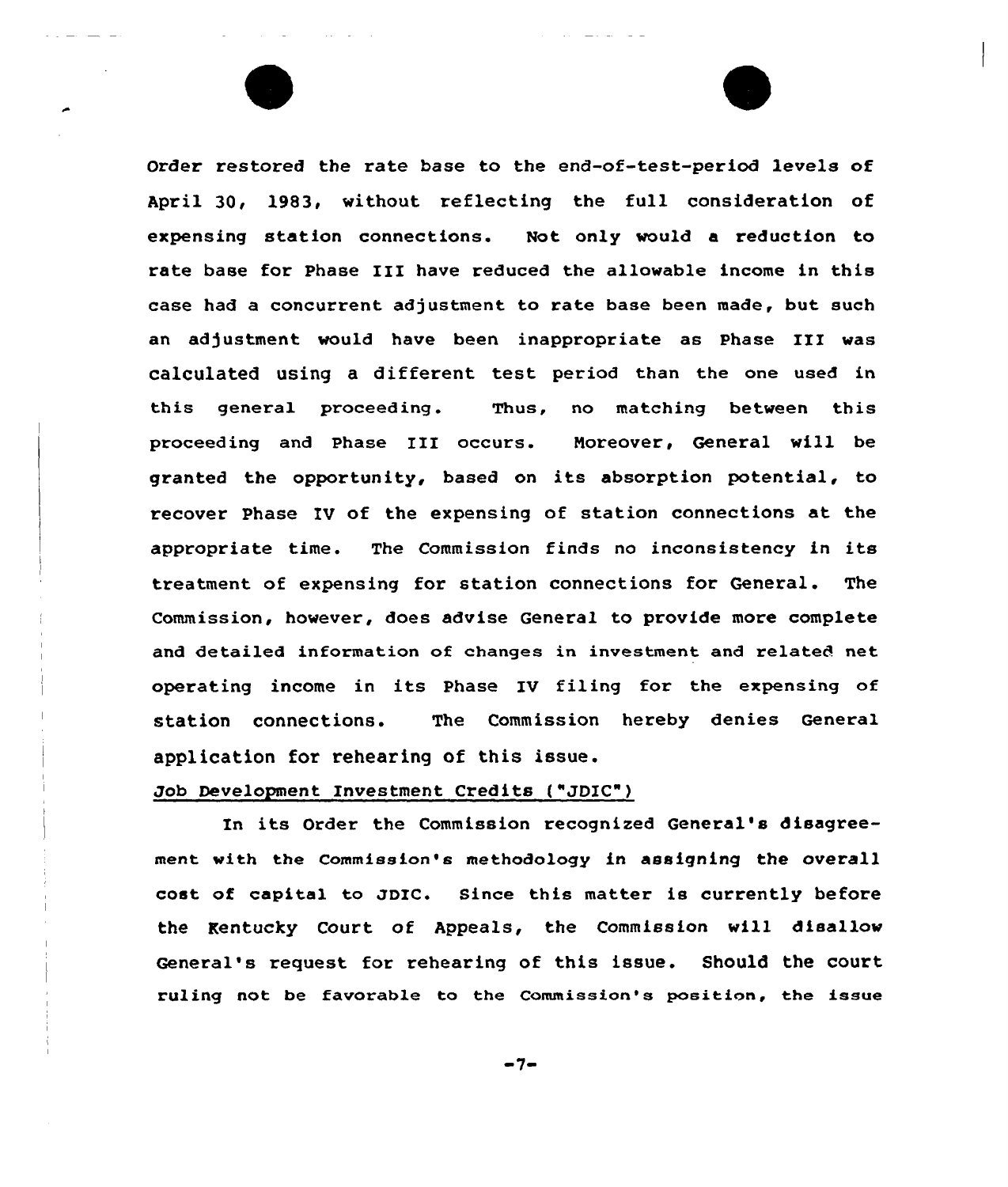Order restored the rate base to the end-of-test-period levels of April 30, 1983, without reflecting the full consideration of expensing station connections. Not only would a reduction to rate base for Phase III have reduced the allowable income in this case had a concurrent adjustment to rate base been made, but such an adjustment would have been inappropriate as Phase III was calculated using a different test period than the one used in this general proceeding. Thus, no matching between this proceeding and Phase III occurs. Moreover, General will be granted the opportunity, based on its absorption potential, to recover Phase IV of the expensing of station connections at the appropriate time. The Commission finds no inconsistency in its treatment of expensing for station connections for General. The Commission, however, does advise General to provide more complete and detailed information of changes in investment and related net operating income in its Phase IV filing for the expensing of station connections. The Commission hereby denies General application for rehearing of this issue.

Job Development Investment Credits ("JDIC")

In its Order the Commission recognized General's disagreement with the Commission's methodology in assigning the overall cost of capital to JDIC. Since this matter is currently before the Kentucky Court of Appeals, the Commission will disallow General's request for rehearing of this issue. Should the court ruling not be favorable to the Commission's position, the issue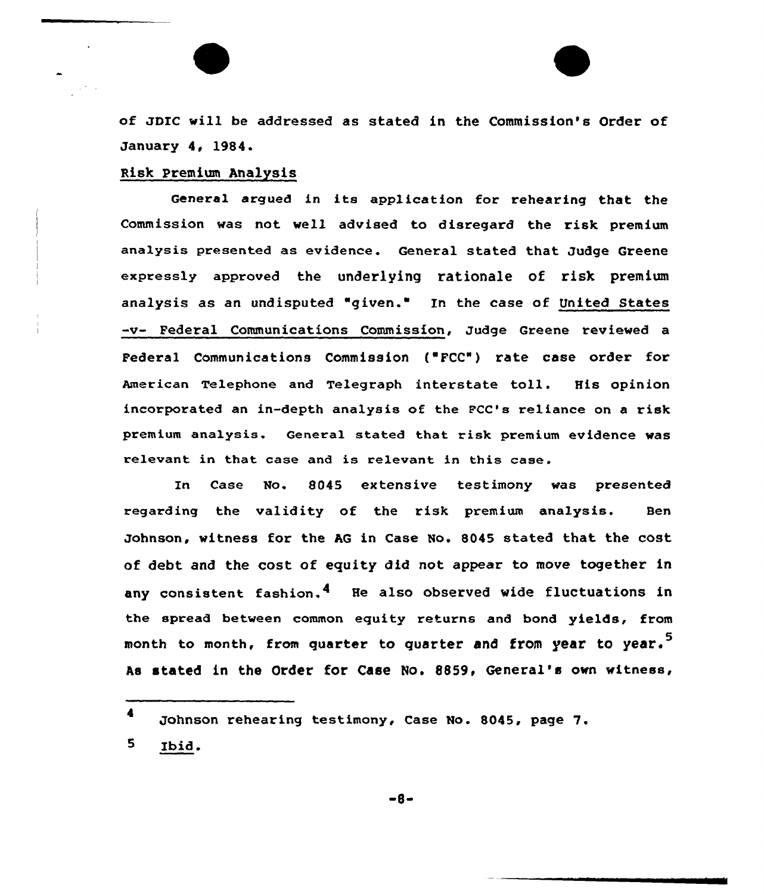of JDIC will be addressed as stated in the Commission's Order of January 4, 1984.

Risk Premium Analysis

General argued in its application for rehearing that the Commission was not well advised to disregard the risk premium analysis presented as evidence. General stated that Judge Greene expressly approved the underlying rationale of risk premium analysis as an undisputed "given." In the case of United States -v- Federal Communications Commission, Judge Greene reviewed a Federal Communications Commission ("FCC") rate case order for American Telephone and Telegraph interstate toll. His opinion incorporated an in-depth analysis of the FCC's reliance on a risk premium analysis. General stated that risk premium evidence was relevant in that case and is relevant in this case.

In Case No. 8045 extensive testimony was presented regarding the validity of the risk premium analysis. Ben Johnson, witness for the AG in Case No. 8045 stated that the cost of debt and the cost of equity did not appear to move together in any consistent fashion.[4] He also observed wide fluctuations in the spread between common equity returns and bond yields, from month to month, from quarter to quarter and from year to year.[5] As stated in the Order for Case No. 8859, General's own witness,

---

[4] Johnson rehearing testimony, Case No. 8045, page 7.

[5] Ibid.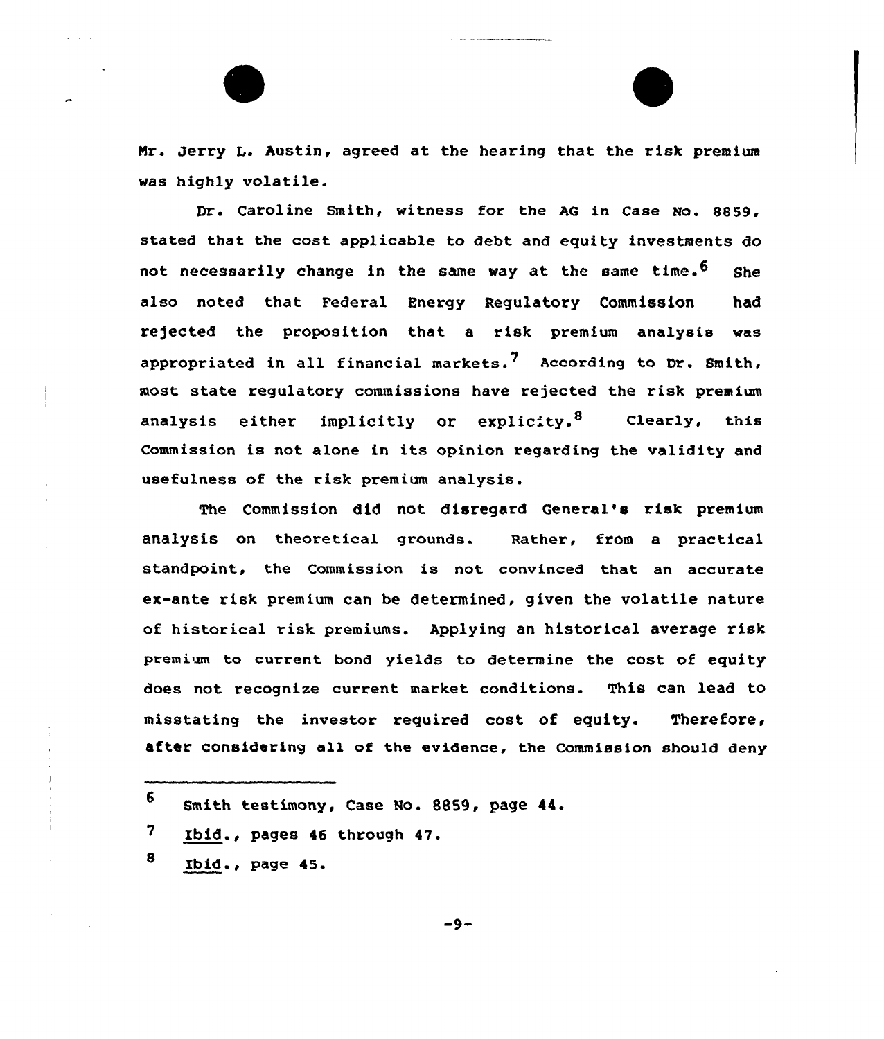Mr. Jerry L. Austin, agreed at the hearing that the risk premium was highly volatile.

Dr. Caroline Smith, witness for the AG in Case No. 8859, stated that the cost applicable to debt and equity investments do not necessarily change in the same way at the same time.[6] She also noted that Federal Energy Regulatory Commission had rejected the proposition that a risk premium analysis was appropriated in all financial markets.[7] According to Dr. Smith, most state regulatory commissions have rejected the risk premium analysis either implicitly or explicity.[8] Clearly, this Commission is not alone in its opinion regarding the validity and usefulness of the risk premium analysis.

The Commission did not disregard General's risk premium analysis on theoretical grounds. Rather, from a practical standpoint, the Commission is not convinced that an accurate ex-ante risk premium can be determined, given the volatile nature of historical risk premiums. Applying an historical average risk premium to current bond yields to determine the cost of equity does not recognize current market conditions. This can lead to misstating the investor required cost of equity. Therefore, after considering all of the evidence, the Commission should deny

---

6 Smith testimony, Case No. 8859, page 44.

7 Ibid., pages 46 through 47.

8 Ibid., page 45.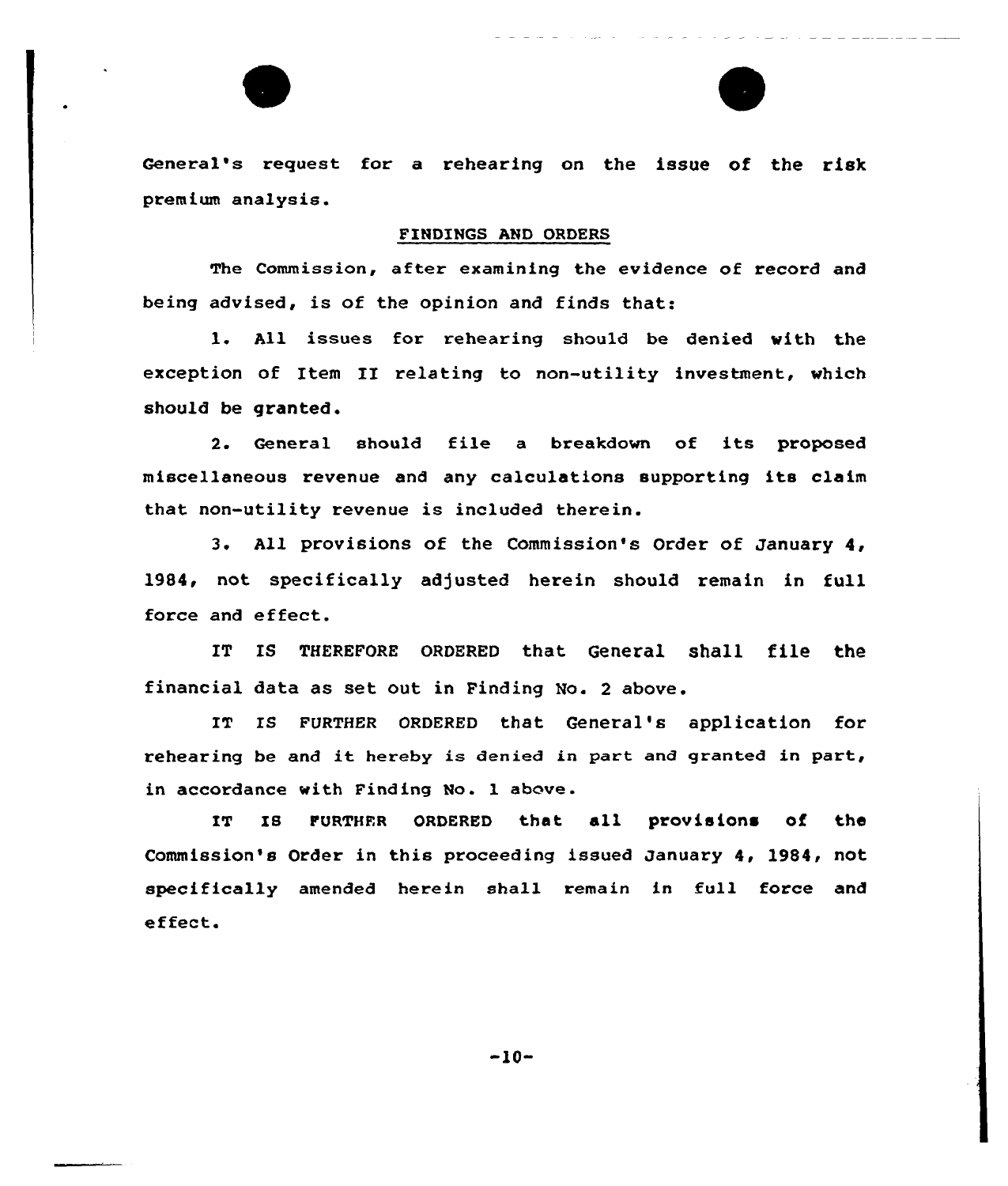General's request for a rehearing on the issue of the risk premium analysis.

## FINDINGS AND ORDERS

The Commission, after examining the evidence of record and being advised, is of the opinion and finds that:

1. All issues for rehearing should be denied with the exception of Item II relating to non-utility investment, which should be granted.

2. General should file a breakdown of its proposed miscellaneous revenue and any calculations supporting its claim that non-utility revenue is included therein.

3. All provisions of the Commission's Order of January 4, 1984, not specifically adjusted herein should remain in full force and effect.

IT IS THEREFORE ORDERED that General shall file the financial data as set out in Finding No. 2 above.

IT IS FURTHER ORDERED that General's application for rehearing be and it hereby is denied in part and granted in part, in accordance with Finding No. 1 above.

IT IS FURTHER ORDERED that all provisions of the Commission's Order in this proceeding issued January 4, 1984, not specifically amended herein shall remain in full force and effect.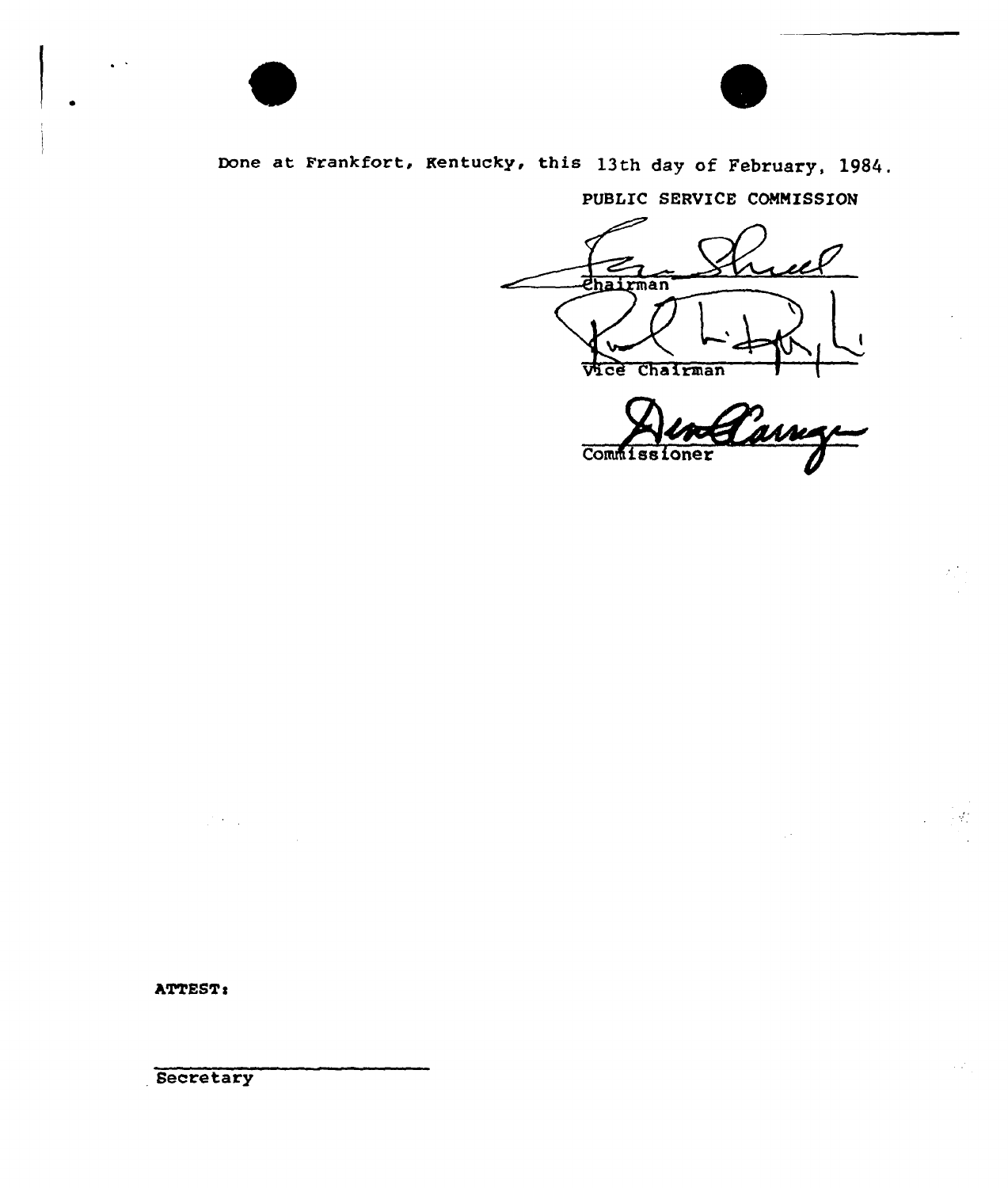Done at Frankfort, Kentucky, this 13th day of February, 1984.

PUBLIC SERVICE COMMISSION

Chairman

Vice Chairman

Commissioner

ATTEST:

Secretary